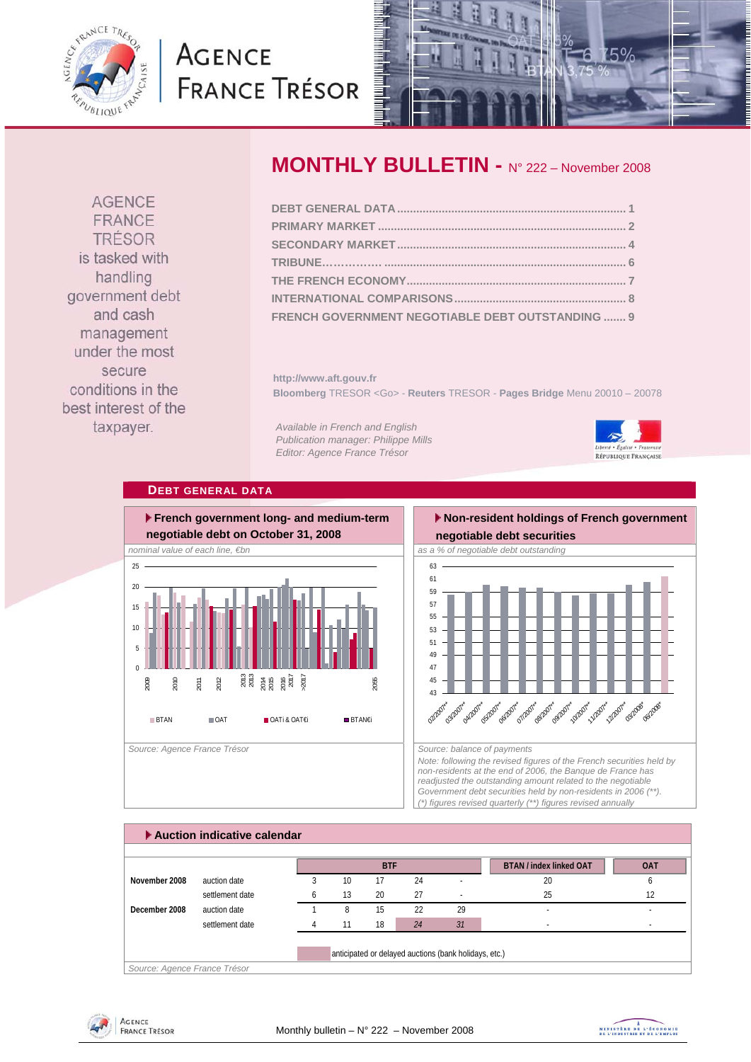# MONTHLY BULLETIN - N° 222 – November 2008

AGENCE FRANCE TRÉSOR is tasked with handling government debt and cash management under the most secure conditions in the best interest of the taxpayer.

- DEBT GENERAL DATA ........ 1
- PRIMARY MARKET ........ 2
- SECONDARY MARKET ........ 4
- TRIBUNE ........ 6
- THE FRENCH ECONOMY ........ 7
- INTERNATIONAL COMPARISONS ........ 8
- FRENCH GOVERNMENT NEGOTIABLE DEBT OUTSTANDING ........ 9

http://www.aft.gouv.fr

**Bloomberg** TRESOR <Go> - **Reuters** TRESOR - **Pages Bridge** Menu 20010 – 20078

*Available in French and English*
*Publication manager: Philippe Mills*
*Editor: Agence France Trésor*

## DEBT GENERAL DATA

### French government long- and medium-term negotiable debt on October 31, 2008

*nominal value of each line, €bn*

Legend: BTAN, OAT, OATi & OAT€i, BTAN€i

*Source: Agence France Trésor*

### Non-resident holdings of French government negotiable debt securities

*as a % of negotiable debt outstanding*

*Source: balance of payments*

*Note: following the revised figures of the French securities held by non-residents at the end of 2006, the Banque de France has readjusted the outstanding amount related to the negotiable Government debt securities held by non-residents in 2006 (\*\*).*
*(\*) figures revised quarterly (\*\*) figures revised annually*

### Auction indicative calendar

| | | BTF | | | | | BTAN / index linked OAT | OAT |
|---|---|---|---|---|---|---|---|---|
| **November 2008** | auction date | 3 | 10 | 17 | 24 | - | 20 | 6 |
| | settlement date | 6 | 13 | 20 | 27 | - | 25 | 12 |
| **December 2008** | auction date | 1 | 8 | 15 | 22 | 29 | - | - |
| | settlement date | 4 | 11 | 18 | *24* | *31* | - | - |

(shaded/italic) anticipated or delayed auctions (bank holidays, etc.)

*Source: Agence France Trésor*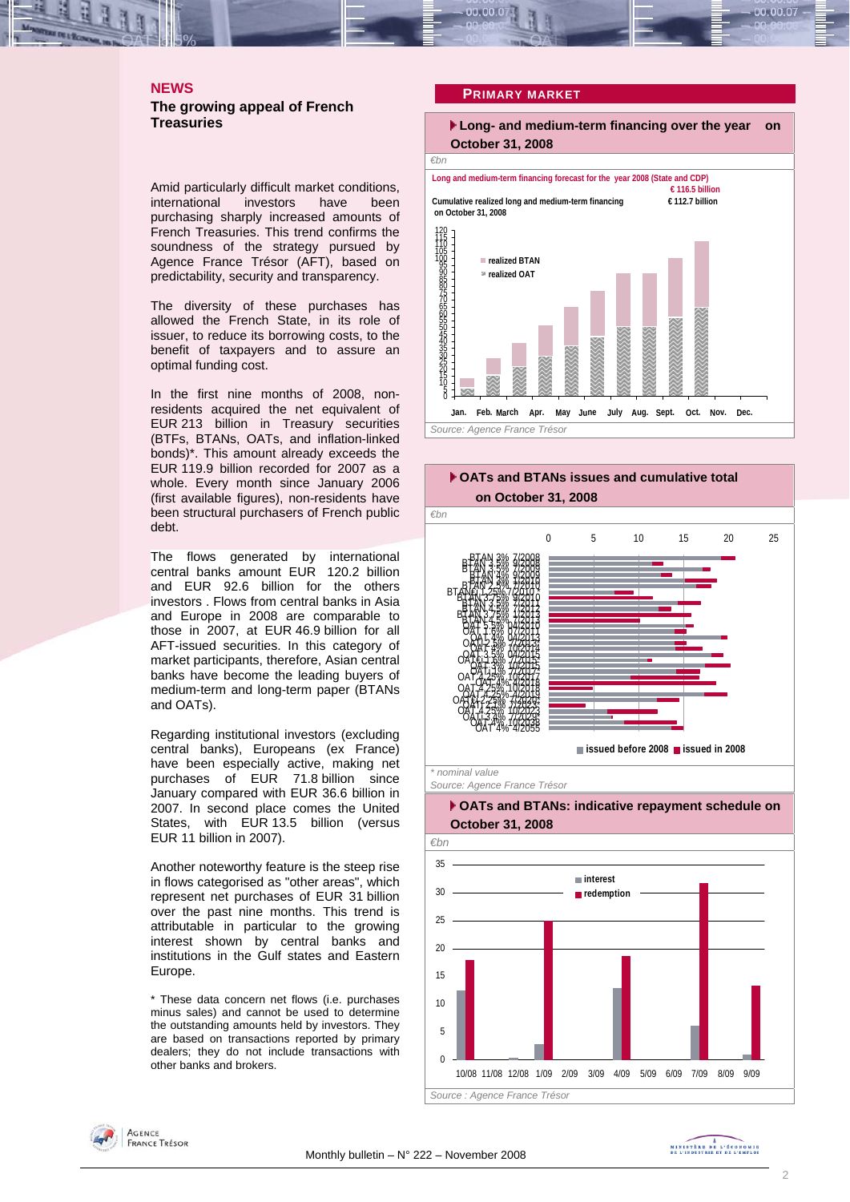## NEWS

### The growing appeal of French Treasuries

Amid particularly difficult market conditions, international investors have been purchasing sharply increased amounts of French Treasuries. This trend confirms the soundness of the strategy pursued by Agence France Trésor (AFT), based on predictability, security and transparency.

The diversity of these purchases has allowed the French State, in its role of issuer, to reduce its borrowing costs, to the benefit of taxpayers and to assure an optimal funding cost.

In the first nine months of 2008, non-residents acquired the net equivalent of EUR 213 billion in Treasury securities (BTFs, BTANs, OATs, and inflation-linked bonds)*. This amount already exceeds the EUR 119.9 billion recorded for 2007 as a whole. Every month since January 2006 (first available figures), non-residents have been structural purchasers of French public debt.

The flows generated by international central banks amount EUR 120.2 billion and EUR 92.6 billion for the others investors . Flows from central banks in Asia and Europe in 2008 are comparable to those in 2007, at EUR 46.9 billion for all AFT-issued securities. In this category of market participants, therefore, Asian central banks have become the leading buyers of medium-term and long-term paper (BTANs and OATs).

Regarding institutional investors (excluding central banks), Europeans (ex France) have been especially active, making net purchases of EUR 71.8 billion since January compared with EUR 36.6 billion in 2007. In second place comes the United States, with EUR 13.5 billion (versus EUR 11 billion in 2007).

Another noteworthy feature is the steep rise in flows categorised as "other areas", which represent net purchases of EUR 31 billion over the past nine months. This trend is attributable in particular to the growing interest shown by central banks and institutions in the Gulf states and Eastern Europe.

\* These data concern net flows (i.e. purchases minus sales) and cannot be used to determine the outstanding amounts held by investors. They are based on transactions reported by primary dealers; they do not include transactions with other banks and brokers.

## PRIMARY MARKET

### Long- and medium-term financing over the year on October 31, 2008

€bn

Long and medium-term financing forecast for the year 2008 (State and CDP): € 116.5 billion

Cumulative realized long and medium-term financing on October 31, 2008: € 112.7 billion

Legend: realized BTAN, realized OAT

Source: Agence France Trésor

### OATs and BTANs issues and cumulative total on October 31, 2008

€bn

Legend: issued before 2008, issued in 2008

\* nominal value

Source: Agence France Trésor

### OATs and BTANs: indicative repayment schedule on October 31, 2008

€bn

Legend: interest, redemption

Source : Agence France Trésor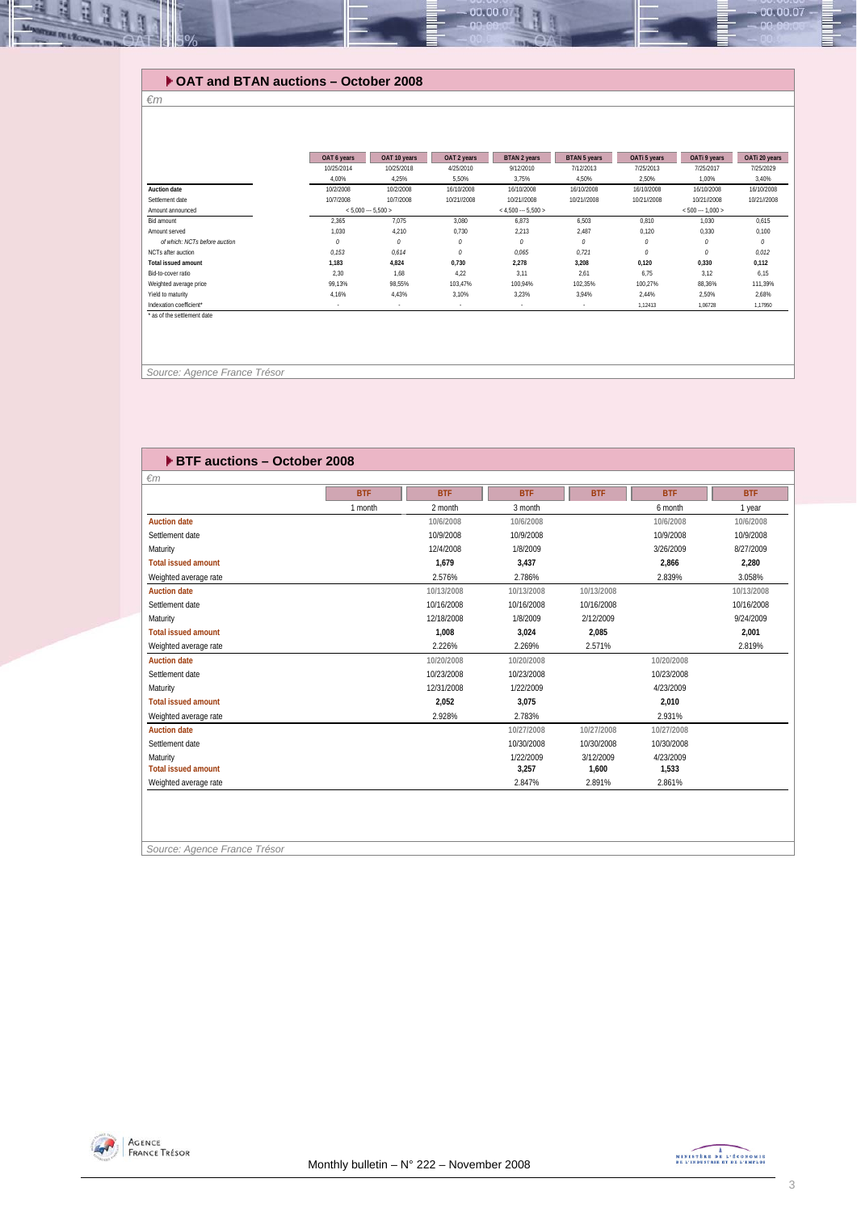## OAT and BTAN auctions – October 2008

*€m*

| | OAT 6 years | OAT 10 years | OAT 2 years | BTAN 2 years | BTAN 5 years | OATi 5 years | OATi 9 years | OATi 20 years |
|---|---|---|---|---|---|---|---|---|
| | 10/25/2014 | 10/25/2018 | 4/25/2010 | 9/12/2010 | 7/12/2013 | 7/25/2013 | 7/25/2017 | 7/25/2029 |
| | 4,00% | 4,25% | 5,50% | 3,75% | 4,50% | 2,50% | 1,00% | 3,40% |
| **Auction date** | 10/2/2008 | 10/2/2008 | 16/10/2008 | 16/10/2008 | 16/10/2008 | 16/10/2008 | 16/10/2008 | 16/10/2008 |
| Settlement date | 10/7/2008 | 10/7/2008 | 10/21//2008 | 10/21//2008 | 10/21//2008 | 10/21//2008 | 10/21//2008 | 10/21//2008 |
| Amount announced | < 5,000 --- 5,500 > | | | < 4,500 --- 5,500 > | | | < 500 --- 1,000 > | |
| Bid amount | 2,365 | 7,075 | 3,080 | 6,873 | 6,503 | 0,810 | 1,030 | 0,615 |
| Amount served | 1,030 | 4,210 | 0,730 | 2,213 | 2,487 | 0,120 | 0,330 | 0,100 |
| *of which: NCTs before auction* | *0* | *0* | *0* | *0* | *0* | *0* | *0* | *0* |
| NCTs after auction | *0,153* | *0,614* | *0* | *0,065* | *0,721* | *0* | *0* | *0,012* |
| **Total issued amount** | **1,183** | **4,824** | **0,730** | **2,278** | **3,208** | **0,120** | **0,330** | **0,112** |
| Bid-to-cover ratio | 2,30 | 1,68 | 4,22 | 3,11 | 2,61 | 6,75 | 3,12 | 6,15 |
| Weighted average price | 99,13% | 98,55% | 103,47% | 100,94% | 102,35% | 100,27% | 88,36% | 111,39% |
| Yield to maturity | 4,16% | 4,43% | 3,10% | 3,23% | 3,94% | 2,44% | 2,50% | 2,68% |
| Indexation coefficient* | - | - | - | - | - | 1,12413 | 1,06728 | 1,17950 |

\* as of the settlement date

Source: Agence France Trésor

## BTF auctions – October 2008

*€m*

| | BTF | BTF | BTF | BTF | BTF | BTF |
|---|---|---|---|---|---|---|
| | 1 month | 2 month | 3 month | | 6 month | 1 year |
| **Auction date** | | 10/6/2008 | 10/6/2008 | | 10/6/2008 | 10/6/2008 |
| Settlement date | | 10/9/2008 | 10/9/2008 | | 10/9/2008 | 10/9/2008 |
| Maturity | | 12/4/2008 | 1/8/2009 | | 3/26/2009 | 8/27/2009 |
| **Total issued amount** | | **1,679** | **3,437** | | **2,866** | **2,280** |
| Weighted average rate | | 2.576% | 2.786% | | 2.839% | 3.058% |
| **Auction date** | | 10/13/2008 | 10/13/2008 | 10/13/2008 | | 10/13/2008 |
| Settlement date | | 10/16/2008 | 10/16/2008 | 10/16/2008 | | 10/16/2008 |
| Maturity | | 12/18/2008 | 1/8/2009 | 2/12/2009 | | 9/24/2009 |
| **Total issued amount** | | **1,008** | **3,024** | **2,085** | | **2,001** |
| Weighted average rate | | 2.226% | 2.269% | 2.571% | | 2.819% |
| **Auction date** | | 10/20/2008 | 10/20/2008 | | 10/20/2008 | |
| Settlement date | | 10/23/2008 | 10/23/2008 | | 10/23/2008 | |
| Maturity | | 12/31/2008 | 1/22/2009 | | 4/23/2009 | |
| **Total issued amount** | | **2,052** | **3,075** | | **2,010** | |
| Weighted average rate | | 2.928% | 2.783% | | 2.931% | |
| **Auction date** | | | 10/27/2008 | 10/27/2008 | 10/27/2008 | |
| Settlement date | | | 10/30/2008 | 10/30/2008 | 10/30/2008 | |
| Maturity | | | 1/22/2009 | 3/12/2009 | 4/23/2009 | |
| **Total issued amount** | | | **3,257** | **1,600** | **1,533** | |
| Weighted average rate | | | 2.847% | 2.891% | 2.861% | |

Source: Agence France Trésor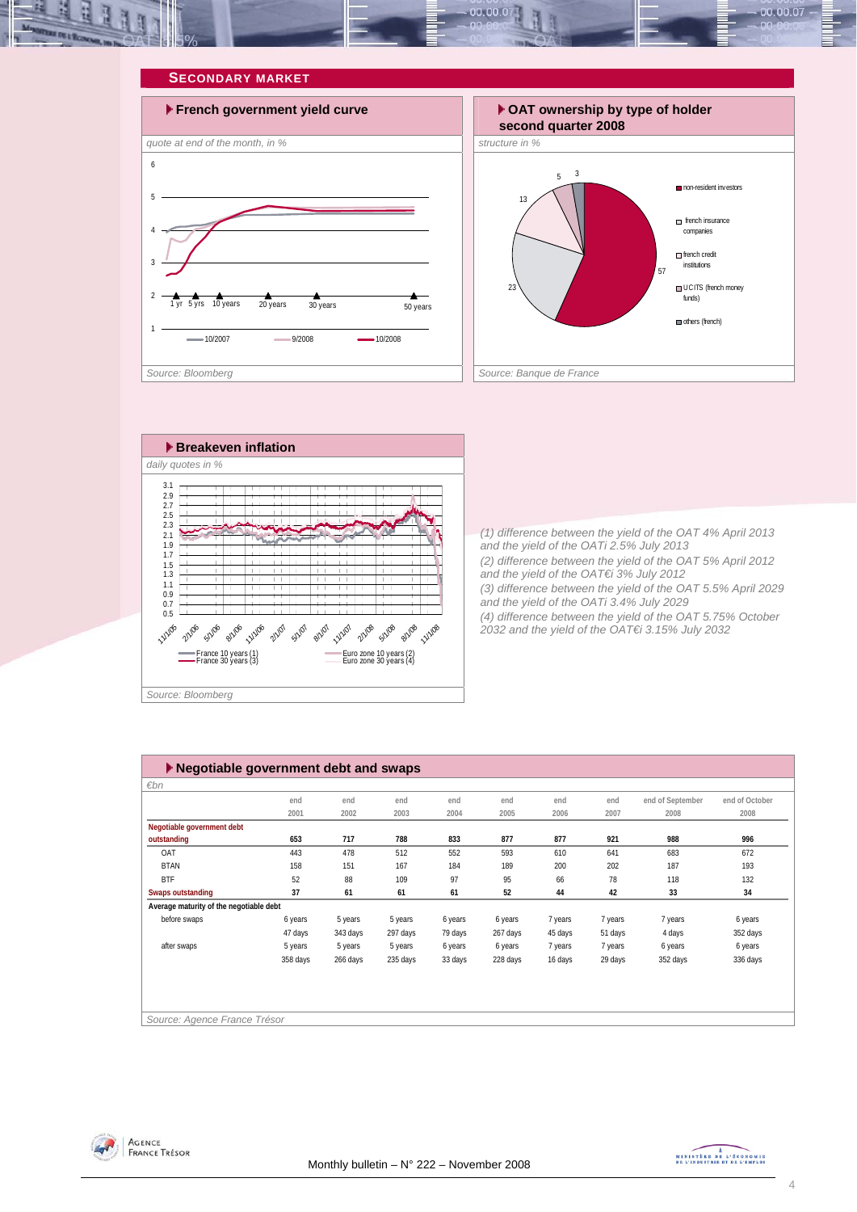## SECONDARY MARKET

### French government yield curve

*quote at end of the month, in %*

Source: Bloomberg

### OAT ownership by type of holder second quarter 2008

*structure in %*

Source: Banque de France

### Breakeven inflation

*daily quotes in %*

Source: Bloomberg

*(1) difference between the yield of the OAT 4% April 2013 and the yield of the OATi 2.5% July 2013*
*(2) difference between the yield of the OAT 5% April 2012 and the yield of the OAT€i 3% July 2012*
*(3) difference between the yield of the OAT 5.5% April 2029 and the yield of the OATi 3.4% July 2029*
*(4) difference between the yield of the OAT 5.75% October 2032 and the yield of the OAT€i 3.15% July 2032*

### Negotiable government debt and swaps

*€bn*

| | end 2001 | end 2002 | end 2003 | end 2004 | end 2005 | end 2006 | end 2007 | end of September 2008 | end of October 2008 |
|---|---|---|---|---|---|---|---|---|---|
| **Negotiable government debt outstanding** | **653** | **717** | **788** | **833** | **877** | **877** | **921** | **988** | **996** |
| OAT | 443 | 478 | 512 | 552 | 593 | 610 | 641 | 683 | 672 |
| BTAN | 158 | 151 | 167 | 184 | 189 | 200 | 202 | 187 | 193 |
| BTF | 52 | 88 | 109 | 97 | 95 | 66 | 78 | 118 | 132 |
| **Swaps outstanding** | **37** | **61** | **61** | **61** | **52** | **44** | **42** | **33** | **34** |
| **Average maturity of the negotiable debt** | | | | | | | | | |
| before swaps | 6 years | 5 years | 5 years | 6 years | 6 years | 7 years | 7 years | 7 years | 6 years |
| | 47 days | 343 days | 297 days | 79 days | 267 days | 45 days | 51 days | 4 days | 352 days |
| after swaps | 5 years | 5 years | 5 years | 6 years | 6 years | 7 years | 7 years | 6 years | 6 years |
| | 358 days | 266 days | 235 days | 33 days | 228 days | 16 days | 29 days | 352 days | 336 days |

Source: Agence France Trésor

Monthly bulletin – N° 222 – November 2008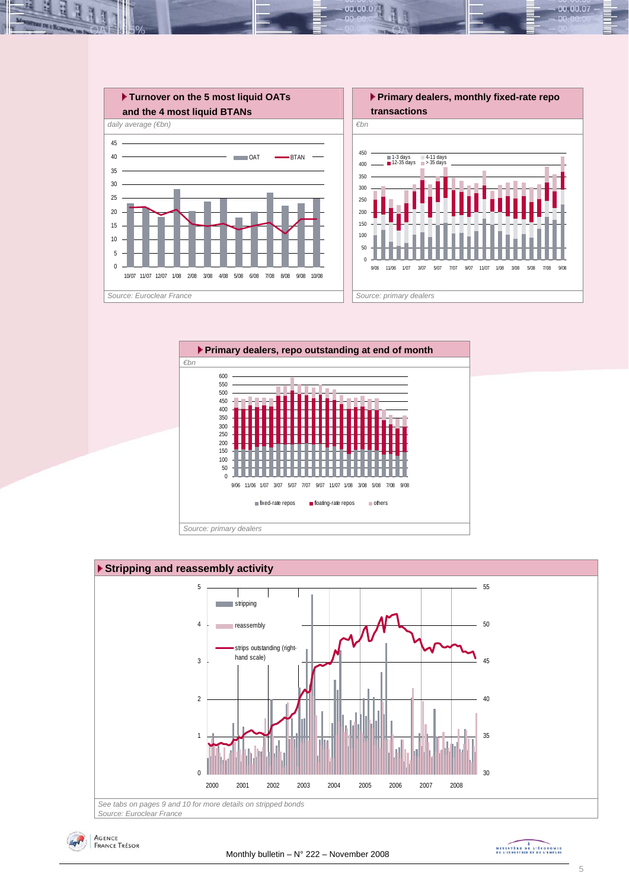### Turnover on the 5 most liquid OATs and the 4 most liquid BTANs

*daily average (€bn)*

*Source: Euroclear France*

### Primary dealers, monthly fixed-rate repo transactions

*€bn*

*Source: primary dealers*

### Primary dealers, repo outstanding at end of month

*€bn*

*Source: primary dealers*

### Stripping and reassembly activity

*See tabs on pages 9 and 10 for more details on stripped bonds*

*Source: Euroclear France*

Monthly bulletin – N° 222 – November 2008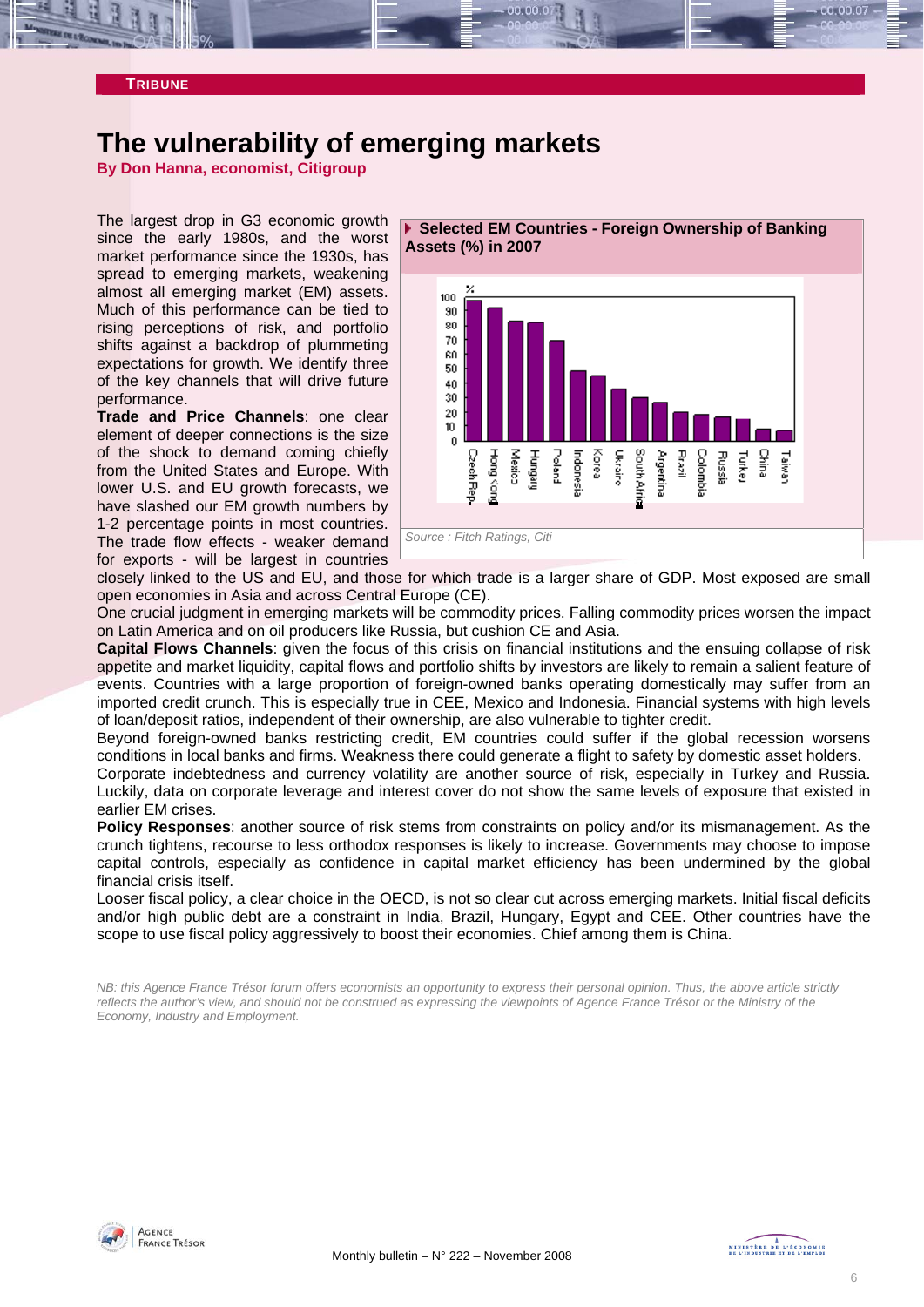**TRIBUNE**

# The vulnerability of emerging markets

**By Don Hanna, economist, Citigroup**

The largest drop in G3 economic growth since the early 1980s, and the worst market performance since the 1930s, has spread to emerging markets, weakening almost all emerging market (EM) assets. Much of this performance can be tied to rising perceptions of risk, and portfolio shifts against a backdrop of plummeting expectations for growth. We identify three of the key channels that will drive future performance.

**Trade and Price Channels**: one clear element of deeper connections is the size of the shock to demand coming chiefly from the United States and Europe. With lower U.S. and EU growth forecasts, we have slashed our EM growth numbers by 1-2 percentage points in most countries. The trade flow effects - weaker demand for exports - will be largest in countries closely linked to the US and EU, and those for which trade is a larger share of GDP. Most exposed are small open economies in Asia and across Central Europe (CE).

One crucial judgment in emerging markets will be commodity prices. Falling commodity prices worsen the impact on Latin America and on oil producers like Russia, but cushion CE and Asia.

**Capital Flows Channels**: given the focus of this crisis on financial institutions and the ensuing collapse of risk appetite and market liquidity, capital flows and portfolio shifts by investors are likely to remain a salient feature of events. Countries with a large proportion of foreign-owned banks operating domestically may suffer from an imported credit crunch. This is especially true in CEE, Mexico and Indonesia. Financial systems with high levels of loan/deposit ratios, independent of their ownership, are also vulnerable to tighter credit.

Beyond foreign-owned banks restricting credit, EM countries could suffer if the global recession worsens conditions in local banks and firms. Weakness there could generate a flight to safety by domestic asset holders.

Corporate indebtedness and currency volatility are another source of risk, especially in Turkey and Russia. Luckily, data on corporate leverage and interest cover do not show the same levels of exposure that existed in earlier EM crises.

**Policy Responses**: another source of risk stems from constraints on policy and/or its mismanagement. As the crunch tightens, recourse to less orthodox responses is likely to increase. Governments may choose to impose capital controls, especially as confidence in capital market efficiency has been undermined by the global financial crisis itself.

Looser fiscal policy, a clear choice in the OECD, is not so clear cut across emerging markets. Initial fiscal deficits and/or high public debt are a constraint in India, Brazil, Hungary, Egypt and CEE. Other countries have the scope to use fiscal policy aggressively to boost their economies. Chief among them is China.

**Selected EM Countries - Foreign Ownership of Banking Assets (%) in 2007**

| Country | % |
|---|---|
| Czech Rep. | ~98 |
| Hong Kong | ~93 |
| Mexico | ~82 |
| Hungary | ~81 |
| Poland | ~69 |
| Indonesia | ~48 |
| Korea | ~45 |
| Ukraine | ~36 |
| South Africa | ~30 |
| Argentina | ~27 |
| Brazil | ~20 |
| Colombia | ~19 |
| Russia | ~17 |
| Turkey | ~15 |
| China | ~9 |
| Taiwan | ~8 |

*Source : Fitch Ratings, Citi*

*NB: this Agence France Trésor forum offers economists an opportunity to express their personal opinion. Thus, the above article strictly reflects the author's view, and should not be construed as expressing the viewpoints of Agence France Trésor or the Ministry of the Economy, Industry and Employment.*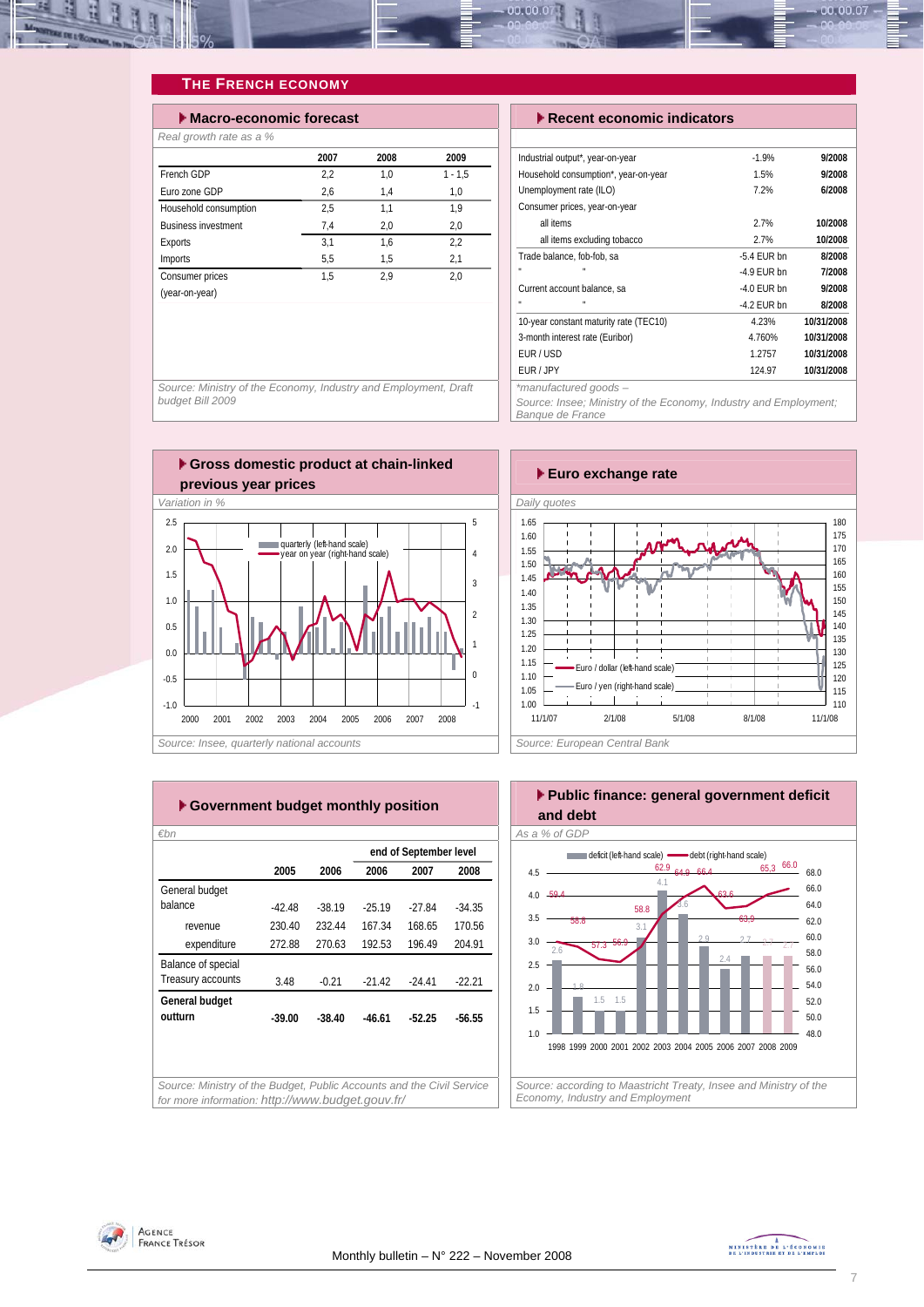## THE FRENCH ECONOMY

### Macro-economic forecast

*Real growth rate as a %*

| | 2007 | 2008 | 2009 |
|---|---|---|---|
| French GDP | 2,2 | 1,0 | 1 - 1,5 |
| Euro zone GDP | 2,6 | 1,4 | 1,0 |
| Household consumption | 2,5 | 1,1 | 1,9 |
| Business investment | 7,4 | 2,0 | 2,0 |
| Exports | 3,1 | 1,6 | 2,2 |
| Imports | 5,5 | 1,5 | 2,1 |
| Consumer prices (year-on-year) | 1,5 | 2,9 | 2,0 |

*Source: Ministry of the Economy, Industry and Employment, Draft budget Bill 2009*

### Recent economic indicators

| | | |
|---|---|---|
| Industrial output*, year-on-year | -1.9% | 9/2008 |
| Household consumption*, year-on-year | 1.5% | 9/2008 |
| Unemployment rate (ILO) | 7.2% | 6/2008 |
| Consumer prices, year-on-year | | |
| all items | 2.7% | 10/2008 |
| all items excluding tobacco | 2.7% | 10/2008 |
| Trade balance, fob-fob, sa | -5.4 EUR bn | 8/2008 |
| " " | -4.9 EUR bn | 7/2008 |
| Current account balance, sa | -4.0 EUR bn | 9/2008 |
| " " | -4.2 EUR bn | 8/2008 |
| 10-year constant maturity rate (TEC10) | 4.23% | 10/31/2008 |
| 3-month interest rate (Euribor) | 4.760% | 10/31/2008 |
| EUR / USD | 1.2757 | 10/31/2008 |
| EUR / JPY | 124.97 | 10/31/2008 |

*manufactured goods –

*Source: Insee; Ministry of the Economy, Industry and Employment; Banque de France*

### Gross domestic product at chain-linked previous year prices

*Variation in %*

*Source: Insee, quarterly national accounts*

### Euro exchange rate

*Daily quotes*

*Source: European Central Bank*

### Government budget monthly position

*€bn*

| | 2005 | 2006 | 2007 | 2008 | 2009 |
|---|---|---|---|---|---|
| | | | end of September level | | |
| | 2005 | 2006 | 2006 | 2007 | 2008 |
| General budget balance | -42.48 | -38.19 | -25.19 | -27.84 | -34.35 |
| revenue | 230.40 | 232.44 | 167.34 | 168.65 | 170.56 |
| expenditure | 272.88 | 270.63 | 192.53 | 196.49 | 204.91 |
| Balance of special Treasury accounts | 3.48 | -0.21 | -21.42 | -24.41 | -22.21 |
| **General budget outturn** | **-39.00** | **-38.40** | **-46.61** | **-52.25** | **-56.55** |

*Source: Ministry of the Budget, Public Accounts and the Civil Service*
*for more information: http://www.budget.gouv.fr/*

### Public finance: general government deficit and debt

*As a % of GDP*

*Source: according to Maastricht Treaty, Insee and Ministry of the Economy, Industry and Employment*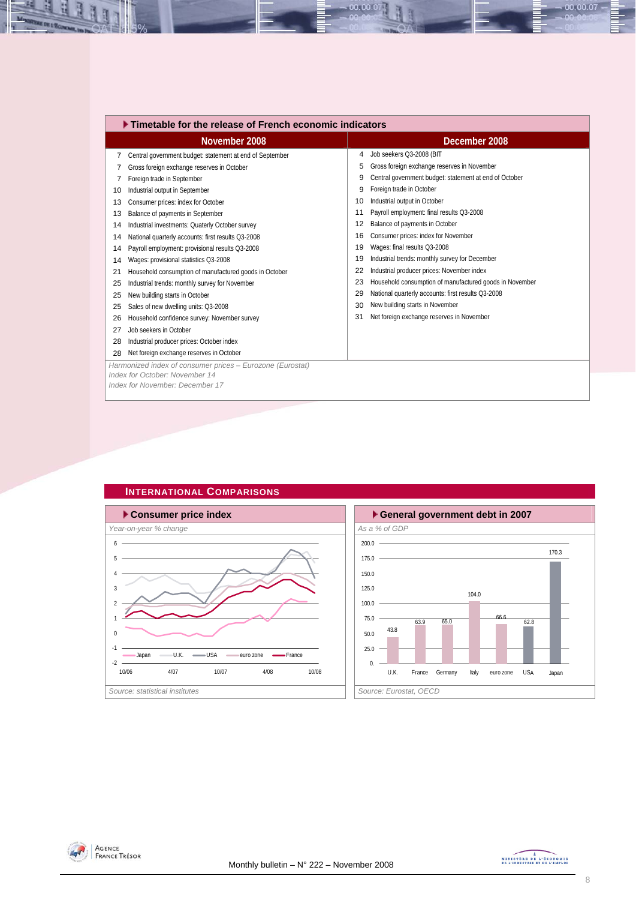## Timetable for the release of French economic indicators

| November 2008 | | December 2008 | |
|---|---|---|---|
| 7 | Central government budget: statement at end of September | 4 | Job seekers Q3-2008 (BIT |
| 7 | Gross foreign exchange reserves in October | 5 | Gross foreign exchange reserves in November |
| 7 | Foreign trade in September | 9 | Central government budget: statement at end of October |
| 10 | Industrial output in September | 9 | Foreign trade in October |
| 13 | Consumer prices: index for October | 10 | Industrial output in October |
| 13 | Balance of payments in September | 11 | Payroll employment: final results Q3-2008 |
| 14 | Industrial investments: Quaterly October survey | 12 | Balance of payments in October |
| 14 | National quarterly accounts: first results Q3-2008 | 16 | Consumer prices: index for November |
| 14 | Payroll employment: provisional results Q3-2008 | 19 | Wages: final results Q3-2008 |
| 14 | Wages: provisional statistics Q3-2008 | 19 | Industrial trends: monthly survey for December |
| 21 | Household consumption of manufactured goods in October | 22 | Industrial producer prices: November index |
| 25 | Industrial trends: monthly survey for November | 23 | Household consumption of manufactured goods in November |
| 25 | New building starts in October | 29 | National quarterly accounts: first results Q3-2008 |
| 25 | Sales of new dwelling units: Q3-2008 | 30 | New building starts in November |
| 26 | Household confidence survey: November survey | 31 | Net foreign exchange reserves in November |
| 27 | Job seekers in October | | |
| 28 | Industrial producer prices: October index | | |
| 28 | Net foreign exchange reserves in October | | |

*Harmonized index of consumer prices – Eurozone (Eurostat)*
*Index for October: November 14*
*Index for November: December 17*

## International Comparisons

### Consumer price index

*Year-on-year % change*

*Source: statistical institutes*

### General government debt in 2007

*As a % of GDP*

| U.K. | France | Germany | Italy | euro zone | USA | Japan |
|---|---|---|---|---|---|---|
| 43.8 | 63.9 | 65.0 | 104.0 | 66.6 | 62.8 | 170.3 |

*Source: Eurostat, OECD*

Monthly bulletin – N° 222 – November 2008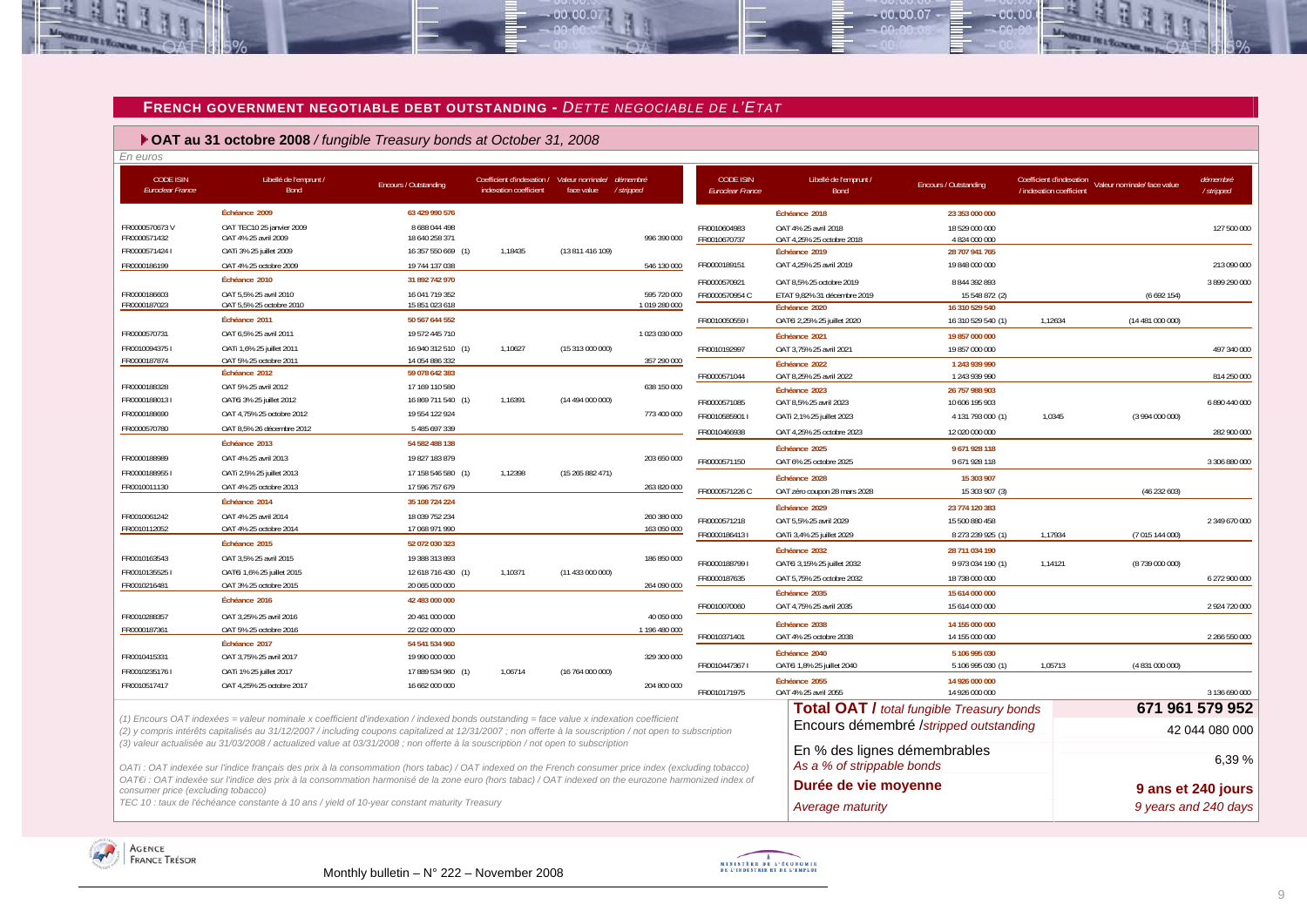## FRENCH GOVERNMENT NEGOTIABLE DEBT OUTSTANDING - *DETTE NEGOCIABLE DE L'ETAT*

### OAT au 31 octobre 2008 / *fungible Treasury bonds at October 31, 2008*

*En euros*

| CODE ISIN *Euroclear France* | Libellé de l'emprunt / *Bond* | Encours / *Outstanding* | Coefficient d'indexation / *indexation coefficient* | Valeur nominale/ *face value* | démembré / *stripped* |
|---|---|---|---|---|---|
| | **Échéance 2009** | **63 429 990 576** | | | |
| FR0000570673 V | OAT TEC10 25 janvier 2009 | 8 688 044 498 | | | |
| FR0000571432 | OAT 4% 25 avril 2009 | 18 640 258 371 | | | 996 390 000 |
| FR0000571424 I | OATi 3% 25 juillet 2009 | 16 357 550 669 (1) | 1,18435 | (13 811 416 109) | |
| FR0000186199 | OAT 4% 25 octobre 2009 | 19 744 137 038 | | | 546 130 000 |
| | **Échéance 2010** | **31 892 742 970** | | | |
| FR0000186603 | OAT 5,5% 25 avril 2010 | 16 041 719 352 | | | 595 720 000 |
| FR0000187023 | OAT 5,5% 25 octobre 2010 | 15 851 023 618 | | | 1 019 280 000 |
| | **Échéance 2011** | **50 567 644 552** | | | |
| FR0000570731 | OAT 6,5% 25 avril 2011 | 19 572 445 710 | | | 1 023 030 000 |
| FR0010094375 I | OATi 1,6% 25 juillet 2011 | 16 940 312 510 (1) | 1,10627 | (15 313 000 000) | |
| FR0000187874 | OAT 5% 25 octobre 2011 | 14 054 886 332 | | | 357 290 000 |
| | **Échéance 2012** | **59 078 642 383** | | | |
| FR0000188328 | OAT 5% 25 avril 2012 | 17 169 110 580 | | | 638 150 000 |
| FR0000188013 I | OAT€i 3% 25 juillet 2012 | 16 869 711 540 (1) | 1,16391 | (14 494 000 000) | |
| FR0000188690 | OAT 4,75% 25 octobre 2012 | 19 554 122 924 | | | 773 400 000 |
| FR0000570780 | OAT 8,5% 26 décembre 2012 | 5 485 697 339 | | | |
| | **Échéance 2013** | **54 582 488 138** | | | |
| FR0000188989 | OAT 4% 25 avril 2013 | 19 827 183 879 | | | 203 650 000 |
| FR0000188955 I | OATi 2,5% 25 juillet 2013 | 17 158 546 580 (1) | 1,12398 | (15 265 882 471) | |
| FR0010011130 | OAT 4% 25 octobre 2013 | 17 596 757 679 | | | 263 820 000 |
| | **Échéance 2014** | **35 108 724 224** | | | |
| FR0010061242 | OAT 4% 25 avril 2014 | 18 039 752 234 | | | 260 380 000 |
| FR0010112052 | OAT 4% 25 octobre 2014 | 17 068 971 990 | | | 163 050 000 |
| | **Échéance 2015** | **52 072 030 323** | | | |
| FR0010163543 | OAT 3,5% 25 avril 2015 | 19 388 313 893 | | | 186 850 000 |
| FR0010135525 I | OAT€i 1,6% 25 juillet 2015 | 12 618 716 430 (1) | 1,10371 | (11 433 000 000) | |
| FR0010216481 | OAT 3% 25 octobre 2015 | 20 065 000 000 | | | 264 090 000 |
| | **Échéance 2016** | **42 483 000 000** | | | |
| FR0010288357 | OAT 3,25% 25 avril 2016 | 20 461 000 000 | | | 40 050 000 |
| FR0000187361 | OAT 5% 25 octobre 2016 | 22 022 000 000 | | | 1 196 480 000 |
| | **Échéance 2017** | **54 541 534 960** | | | |
| FR0010415331 | OAT 3,75% 25 avril 2017 | 19 990 000 000 | | | 329 300 000 |
| FR0010235176 I | OATi 1% 25 juillet 2017 | 17 889 534 960 (1) | 1,06714 | (16 764 000 000) | |
| FR0010517417 | OAT 4,25% 25 octobre 2017 | 16 662 000 000 | | | 204 800 000 |
| | **Échéance 2018** | **23 353 000 000** | | | |
| FR0010604983 | OAT 4% 25 avril 2018 | 18 529 000 000 | | | 127 500 000 |
| FR0010670737 | OAT 4,25% 25 octobre 2018 | 4 824 000 000 | | | |
| | **Échéance 2019** | **28 707 941 765** | | | |
| FR0000189151 | OAT 4,25% 25 avril 2019 | 19 848 000 000 | | | 213 090 000 |
| FR0000570921 | OAT 8,5% 25 octobre 2019 | 8 844 392 893 | | | 3 899 290 000 |
| FR0000570954 C | ETAT 9,82% 31 décembre 2019 | 15 548 872 (2) | | (6 692 154) | |
| | **Échéance 2020** | **16 310 529 540** | | | |
| FR0010050559 I | OAT€i 2,25% 25 juillet 2020 | 16 310 529 540 (1) | 1,12634 | (14 481 000 000) | |
| | **Échéance 2021** | **19 857 000 000** | | | |
| FR0010192997 | OAT 3,75% 25 avril 2021 | 19 857 000 000 | | | 497 340 000 |
| | **Échéance 2022** | **1 243 939 990** | | | |
| FR0000571044 | OAT 8,25% 25 avril 2022 | 1 243 939 990 | | | 814 250 000 |
| | **Échéance 2023** | **26 757 988 903** | | | |
| FR0000571085 | OAT 8,5% 25 avril 2023 | 10 606 195 903 | | | 6 890 440 000 |
| FR0010585901 I | OATi 2,1% 25 juillet 2023 | 4 131 793 000 (1) | 1,0345 | (3 994 000 000) | |
| FR0010466938 | OAT 4,25% 25 octobre 2023 | 12 020 000 000 | | | 282 900 000 |
| | **Échéance 2025** | **9 671 928 118** | | | |
| FR0000571150 | OAT 6% 25 octobre 2025 | 9 671 928 118 | | | 3 306 880 000 |
| | **Échéance 2028** | **15 303 907** | | | |
| FR0000571226 C | OAT zéro coupon 28 mars 2028 | 15 303 907 (3) | | (46 232 603) | |
| | **Échéance 2029** | **23 774 120 383** | | | |
| FR0000571218 | OAT 5,5% 25 avril 2029 | 15 500 880 458 | | | 2 349 670 000 |
| FR0000186413 I | OATi 3,4% 25 juillet 2029 | 8 273 239 925 (1) | 1,17934 | (7 015 144 000) | |
| | **Échéance 2032** | **28 711 034 190** | | | |
| FR0000188799 I | OAT€i 3,15% 25 juillet 2032 | 9 973 034 190 (1) | 1,14121 | (8 739 000 000) | |
| FR0000187635 | OAT 5,75% 25 octobre 2032 | 18 738 000 000 | | | 6 272 900 000 |
| | **Échéance 2035** | **15 614 000 000** | | | |
| FR0010070060 | OAT 4,75% 25 avril 2035 | 15 614 000 000 | | | 2 924 720 000 |
| | **Échéance 2038** | **14 155 000 000** | | | |
| FR0010371401 | OAT 4% 25 octobre 2038 | 14 155 000 000 | | | 2 266 550 000 |
| | **Échéance 2040** | **5 106 995 030** | | | |
| FR0010447367 I | OAT€i 1,8% 25 juillet 2040 | 5 106 995 030 (1) | 1,05713 | (4 831 000 000) | |
| | **Échéance 2055** | **14 926 000 000** | | | |
| FR0010171975 | OAT 4% 25 avril 2055 | 14 926 000 000 | | | 3 136 690 000 |

| | |
|---|---|
| **Total OAT /** *total fungible Treasury bonds* | **671 961 579 952** |
| Encours démembré /*stripped outstanding* | 42 044 080 000 |
| En % des lignes démembrables *As a % of strippable bonds* | 6,39 % |
| **Durée de vie moyenne** *Average maturity* | **9 ans et 240 jours** *9 years and 240 days* |

*(1) Encours OAT indexées = valeur nominale x coefficient d'indexation / indexed bonds outstanding = face value x indexation coefficient*

*(2) y compris intérêts capitalisés au 31/12/2007 / including coupons capitalized at 12/31/2007 ; non offerte à la souscription / not open to subscription*

*(3) valeur actualisée au 31/03/2008 / actualized value at 03/31/2008 ; non offerte à la souscription / not open to subscription*

*OATi : OAT indexée sur l'indice français des prix à la consommation (hors tabac) / OAT indexed on the French consumer price index (excluding tobacco)*

*OAT€i : OAT indexée sur l'indice des prix à la consommation harmonisé de la zone euro (hors tabac) / OAT indexed on the eurozone harmonized index of consumer price (excluding tobacco)*

*TEC 10 : taux de l'échéance constante à 10 ans / yield of 10-year constant maturity Treasury*

Monthly bulletin – N° 222 – November 2008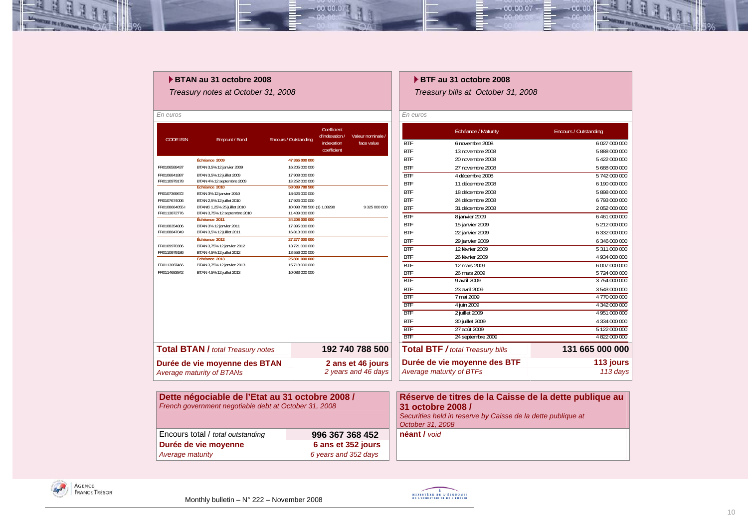## BTAN au 31 octobre 2008

*Treasury notes at October 31, 2008*

*En euros*

| CODE ISIN | Emprunt / Bond | Encours / Outstanding | Coefficient d'indexation / indexation coefficient | Valeur nominale / face value |
|---|---|---|---|---|
| | Échéance 2009 | 47 365 000 000 | | |
| FR0106589437 | BTAN 3,5% 12 janvier 2009 | 16 205 000 000 | | |
| FR0106841887 | BTAN 3,5% 12 juillet 2009 | 17 908 000 000 | | |
| FR0110979178 | BTAN 4% 12 septembre 2009 | 13 252 000 000 | | |
| | Échéance 2010 | 58 089 788 500 | | |
| FR0107369672 | BTAN 3% 12 janvier 2010 | 18 626 000 000 | | |
| FR0107674006 | BTAN 2,5% 12 juillet 2010 | 17 926 000 000 | | |
| FR0108664055 I | BTANi 1,25% 25 juillet 2010 | 10 098 788 500 (1) | 1,08298 | 9 325 000 000 |
| FR0113872776 | BTAN 3,75% 12 septembre 2010 | 11 439 000 000 | | |
| | Échéance 2011 | 34 208 000 000 | | |
| FR0108354806 | BTAN 3% 12 janvier 2011 | 17 395 000 000 | | |
| FR0108847049 | BTAN 3,5% 12 juillet 2011 | 16 813 000 000 | | |
| | Échéance 2012 | 27 277 000 000 | | |
| FR0109970386 | BTAN 3,75% 12 janvier 2012 | 13 721 000 000 | | |
| FR0110979186 | BTAN 4,5% 12 juillet 2012 | 13 556 000 000 | | |
| | Échéance 2013 | 25 801 000 000 | | |
| FR0113087466 | BTAN 3,75% 12 janvier 2013 | 15 718 000 000 | | |
| FR0114683842 | BTAN 4,5% 12 juillet 2013 | 10 083 000 000 | | |

| | |
|---|---|
| **Total BTAN /** *total Treasury notes* | **192 740 788 500** |
| **Durée de vie moyenne des BTAN** *Average maturity of BTANs* | **2 ans et 46 jours** *2 years and 46 days* |

## BTF au 31 octobre 2008

*Treasury bills at October 31, 2008*

*En euros*

| | Échéance / Maturity | Encours / Outstanding |
|---|---|---|
| BTF | 6 novembre 2008 | 6 027 000 000 |
| BTF | 13 novembre 2008 | 5 888 000 000 |
| BTF | 20 novembre 2008 | 5 422 000 000 |
| BTF | 27 novembre 2008 | 5 688 000 000 |
| BTF | 4 décembre 2008 | 5 742 000 000 |
| BTF | 11 décembre 2008 | 6 190 000 000 |
| BTF | 18 décembre 2008 | 5 898 000 000 |
| BTF | 24 décembre 2008 | 6 793 000 000 |
| BTF | 31 décembre 2008 | 2 052 000 000 |
| BTF | 8 janvier 2009 | 6 461 000 000 |
| BTF | 15 janvier 2009 | 5 212 000 000 |
| BTF | 22 janvier 2009 | 6 332 000 000 |
| BTF | 29 janvier 2009 | 6 346 000 000 |
| BTF | 12 février 2009 | 5 311 000 000 |
| BTF | 26 février 2009 | 4 934 000 000 |
| BTF | 12 mars 2009 | 6 007 000 000 |
| BTF | 26 mars 2009 | 5 724 000 000 |
| BTF | 9 avril 2009 | 3 754 000 000 |
| BTF | 23 avril 2009 | 3 543 000 000 |
| BTF | 7 mai 2009 | 4 770 000 000 |
| BTF | 4 juin 2009 | 4 342 000 000 |
| BTF | 2 juillet 2009 | 4 951 000 000 |
| BTF | 30 juillet 2009 | 4 334 000 000 |
| BTF | 27 août 2009 | 5 122 000 000 |
| BTF | 24 septembre 2009 | 4 822 000 000 |

| | |
|---|---|
| **Total BTF /** *total Treasury bills* | **131 665 000 000** |
| **Durée de vie moyenne des BTF** *Average maturity of BTFs* | **113 jours** *113 days* |

## Dette négociable de l'Etat au 31 octobre 2008 /

*French government negotiable debt at October 31, 2008*

| | |
|---|---|
| Encours total / *total outstanding* | **996 367 368 452** |
| **Durée de vie moyenne** *Average maturity* | **6 ans et 352 jours** *6 years and 352 days* |

## Réserve de titres de la Caisse de la dette publique au 31 octobre 2008 /

*Securities held in reserve by Caisse de la dette publique at October 31, 2008*

**néant /** *void*

Monthly bulletin – N° 222 – November 2008